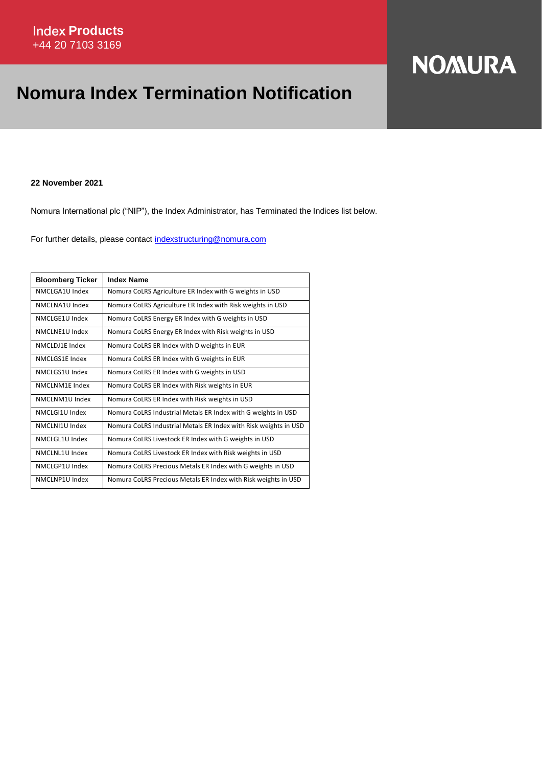Index Products
+44 20 7103 3169

# Nomura Index Termination Notification

NOMURA

**22 November 2021**

Nomura International plc ("NIP"), the Index Administrator, has Terminated the Indices list below.

For further details, please contact indexstructuring@nomura.com

| Bloomberg Ticker | Index Name |
|---|---|
| NMCLGA1U Index | Nomura CoLRS Agriculture ER Index with G weights in USD |
| NMCLNA1U Index | Nomura CoLRS Agriculture ER Index with Risk weights in USD |
| NMCLGE1U Index | Nomura CoLRS Energy ER Index with G weights in USD |
| NMCLNE1U Index | Nomura CoLRS Energy ER Index with Risk weights in USD |
| NMCLDJ1E Index | Nomura CoLRS ER Index with D weights in EUR |
| NMCLGS1E Index | Nomura CoLRS ER Index with G weights in EUR |
| NMCLGS1U Index | Nomura CoLRS ER Index with G weights in USD |
| NMCLNM1E Index | Nomura CoLRS ER Index with Risk weights in EUR |
| NMCLNM1U Index | Nomura CoLRS ER Index with Risk weights in USD |
| NMCLGI1U Index | Nomura CoLRS Industrial Metals ER Index with G weights in USD |
| NMCLNI1U Index | Nomura CoLRS Industrial Metals ER Index with Risk weights in USD |
| NMCLGL1U Index | Nomura CoLRS Livestock ER Index with G weights in USD |
| NMCLNL1U Index | Nomura CoLRS Livestock ER Index with Risk weights in USD |
| NMCLGP1U Index | Nomura CoLRS Precious Metals ER Index with G weights in USD |
| NMCLNP1U Index | Nomura CoLRS Precious Metals ER Index with Risk weights in USD |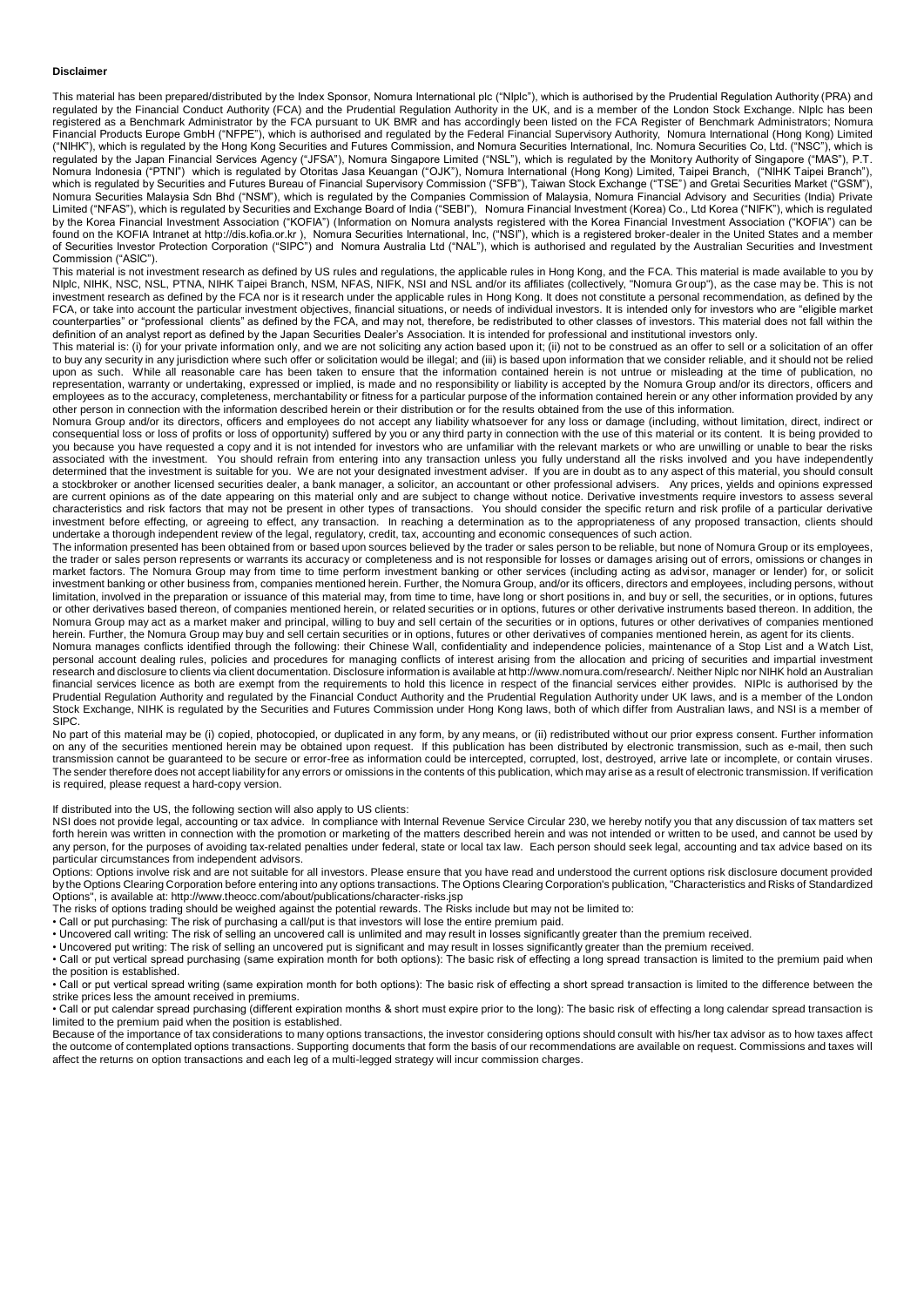**Disclaimer**

This material has been prepared/distributed by the Index Sponsor, Nomura International plc ("NIplc"), which is authorised by the Prudential Regulation Authority (PRA) and regulated by the Financial Conduct Authority (FCA) and the Prudential Regulation Authority in the UK, and is a member of the London Stock Exchange. NIplc has been registered as a Benchmark Administrator by the FCA pursuant to UK BMR and has accordingly been listed on the FCA Register of Benchmark Administrators; Nomura Financial Products Europe GmbH ("NFPE"), which is authorised and regulated by the Federal Financial Supervisory Authority, Nomura International (Hong Kong) Limited ("NIHK"), which is regulated by the Hong Kong Securities and Futures Commission, and Nomura Securities International, Inc. Nomura Securities Co, Ltd. ("NSC"), which is regulated by the Japan Financial Services Agency ("JFSA"), Nomura Singapore Limited ("NSL"), which is regulated by the Monitory Authority of Singapore ("MAS"), P.T. Nomura Indonesia ("PTNI") which is regulated by Otoritas Jasa Keuangan ("OJK"), Nomura International (Hong Kong) Limited, Taipei Branch, ("NIHK Taipei Branch"), which is regulated by Securities and Futures Bureau of Financial Supervisory Commission ("SFB"), Taiwan Stock Exchange ("TSE") and Gretai Securities Market ("GSM"), Nomura Securities Malaysia Sdn Bhd ("NSM"), which is regulated by the Companies Commission of Malaysia, Nomura Financial Advisory and Securities (India) Private Limited ("NFAS"), which is regulated by Securities and Exchange Board of India ("SEBI"), Nomura Financial Investment (Korea) Co., Ltd Korea ("NIFK"), which is regulated by the Korea Financial Investment Association ("KOFIA") (Information on Nomura analysts registered with the Korea Financial Investment Association ("KOFIA") can be found on the KOFIA Intranet at http://dis.kofia.or.kr ), Nomura Securities International, Inc, ("NSI"), which is a registered broker-dealer in the United States and a member of Securities Investor Protection Corporation ("SIPC") and Nomura Australia Ltd ("NAL"), which is authorised and regulated by the Australian Securities and Investment Commission ("ASIC").

This material is not investment research as defined by US rules and regulations, the applicable rules in Hong Kong, and the FCA. This material is made available to you by NIplc, NIHK, NSC, NSL, PTNA, NIHK Taipei Branch, NSM, NFAS, NIFK, NSI and NSL and/or its affiliates (collectively, "Nomura Group"), as the case may be. This is not investment research as defined by the FCA nor is it research under the applicable rules in Hong Kong. It does not constitute a personal recommendation, as defined by the FCA, or take into account the particular investment objectives, financial situations, or needs of individual investors. It is intended only for investors who are "eligible market counterparties" or "professional clients" as defined by the FCA, and may not, therefore, be redistributed to other classes of investors. This material does not fall within the definition of an analyst report as defined by the Japan Securities Dealer's Association. It is intended for professional and institutional investors only.

This material is: (i) for your private information only, and we are not soliciting any action based upon it; (ii) not to be construed as an offer to sell or a solicitation of an offer to buy any security in any jurisdiction where such offer or solicitation would be illegal; and (iii) is based upon information that we consider reliable, and it should not be relied upon as such. While all reasonable care has been taken to ensure that the information contained herein is not untrue or misleading at the time of publication, no representation, warranty or undertaking, expressed or implied, is made and no responsibility or liability is accepted by the Nomura Group and/or its directors, officers and employees as to the accuracy, completeness, merchantability or fitness for a particular purpose of the information contained herein or any other information provided by any other person in connection with the information described herein or their distribution or for the results obtained from the use of this information.

Nomura Group and/or its directors, officers and employees do not accept any liability whatsoever for any loss or damage (including, without limitation, direct, indirect or consequential loss or loss of profits or loss of opportunity) suffered by you or any third party in connection with the use of this material or its content. It is being provided to you because you have requested a copy and it is not intended for investors who are unfamiliar with the relevant markets or who are unwilling or unable to bear the risks associated with the investment. You should refrain from entering into any transaction unless you fully understand all the risks involved and you have independently determined that the investment is suitable for you. We are not your designated investment adviser. If you are in doubt as to any aspect of this material, you should consult a stockbroker or another licensed securities dealer, a bank manager, a solicitor, an accountant or other professional advisers. Any prices, yields and opinions expressed are current opinions as of the date appearing on this material only and are subject to change without notice. Derivative investments require investors to assess several characteristics and risk factors that may not be present in other types of transactions. You should consider the specific return and risk profile of a particular derivative investment before effecting, or agreeing to effect, any transaction. In reaching a determination as to the appropriateness of any proposed transaction, clients should undertake a thorough independent review of the legal, regulatory, credit, tax, accounting and economic consequences of such action.

The information presented has been obtained from or based upon sources believed by the trader or sales person to be reliable, but none of Nomura Group or its employees, the trader or sales person represents or warrants its accuracy or completeness and is not responsible for losses or damages arising out of errors, omissions or changes in market factors. The Nomura Group may from time to time perform investment banking or other services (including acting as advisor, manager or lender) for, or solicit investment banking or other business from, companies mentioned herein. Further, the Nomura Group, and/or its officers, directors and employees, including persons, without limitation, involved in the preparation or issuance of this material may, from time to time, have long or short positions in, and buy or sell, the securities, or in options, futures or other derivatives based thereon, of companies mentioned herein, or related securities or in options, futures or other derivative instruments based thereon. In addition, the Nomura Group may act as a market maker and principal, willing to buy and sell certain of the securities or in options, futures or other derivatives of companies mentioned herein. Further, the Nomura Group may buy and sell certain securities or in options, futures or other derivatives of companies mentioned herein, as agent for its clients.

Nomura manages conflicts identified through the following: their Chinese Wall, confidentiality and independence policies, maintenance of a Stop List and a Watch List, personal account dealing rules, policies and procedures for managing conflicts of interest arising from the allocation and pricing of securities and impartial investment research and disclosure to clients via client documentation. Disclosure information is available at http://www.nomura.com/research/. Neither Niplc nor NIHK hold an Australian financial services licence as both are exempt from the requirements to hold this licence in respect of the financial services either provides. NIPlc is authorised by the Prudential Regulation Authority and regulated by the Financial Conduct Authority and the Prudential Regulation Authority under UK laws, and is a member of the London Stock Exchange, NIHK is regulated by the Securities and Futures Commission under Hong Kong laws, both of which differ from Australian laws, and NSI is a member of SIPC.

No part of this material may be (i) copied, photocopied, or duplicated in any form, by any means, or (ii) redistributed without our prior express consent. Further information on any of the securities mentioned herein may be obtained upon request. If this publication has been distributed by electronic transmission, such as e-mail, then such transmission cannot be guaranteed to be secure or error-free as information could be intercepted, corrupted, lost, destroyed, arrive late or incomplete, or contain viruses. The sender therefore does not accept liability for any errors or omissions in the contents of this publication, which may arise as a result of electronic transmission. If verification is required, please request a hard-copy version.

If distributed into the US, the following section will also apply to US clients:

NSI does not provide legal, accounting or tax advice. In compliance with Internal Revenue Service Circular 230, we hereby notify you that any discussion of tax matters set forth herein was written in connection with the promotion or marketing of the matters described herein and was not intended or written to be used, and cannot be used by any person, for the purposes of avoiding tax-related penalties under federal, state or local tax law. Each person should seek legal, accounting and tax advice based on its particular circumstances from independent advisors.

Options: Options involve risk and are not suitable for all investors. Please ensure that you have read and understood the current options risk disclosure document provided by the Options Clearing Corporation before entering into any options transactions. The Options Clearing Corporation's publication, "Characteristics and Risks of Standardized Options", is available at: http://www.theocc.com/about/publications/character-risks.jsp

The risks of options trading should be weighed against the potential rewards. The Risks include but may not be limited to:

- Call or put purchasing: The risk of purchasing a call/put is that investors will lose the entire premium paid.
- Uncovered call writing: The risk of selling an uncovered call is unlimited and may result in losses significantly greater than the premium received.
- Uncovered put writing: The risk of selling an uncovered put is significant and may result in losses significantly greater than the premium received.
- Call or put vertical spread purchasing (same expiration month for both options): The basic risk of effecting a long spread transaction is limited to the premium paid when the position is established.
- Call or put vertical spread writing (same expiration month for both options): The basic risk of effecting a short spread transaction is limited to the difference between the strike prices less the amount received in premiums.
- Call or put calendar spread purchasing (different expiration months & short must expire prior to the long): The basic risk of effecting a long calendar spread transaction is limited to the premium paid when the position is established.

Because of the importance of tax considerations to many options transactions, the investor considering options should consult with his/her tax advisor as to how taxes affect the outcome of contemplated options transactions. Supporting documents that form the basis of our recommendations are available on request. Commissions and taxes will affect the returns on option transactions and each leg of a multi-legged strategy will incur commission charges.